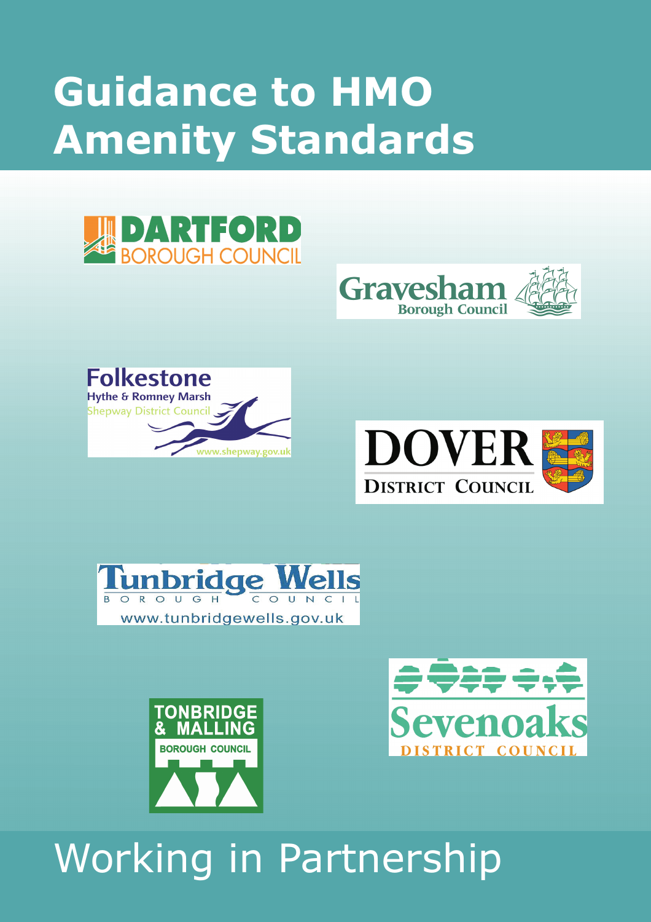# Guidance to HMO Amenity Standards

DARTFORD BOROUGH COUNCIL

Gravesham Borough Council

Folkestone Hythe & Romney Marsh Shepway District Council www.shepway.gov.uk

DOVER DISTRICT COUNCIL

Tunbridge Wells BOROUGH COUNCIL www.tunbridgewells.gov.uk

TONBRIDGE & MALLING BOROUGH COUNCIL

Sevenoaks DISTRICT COUNCIL

Working in Partnership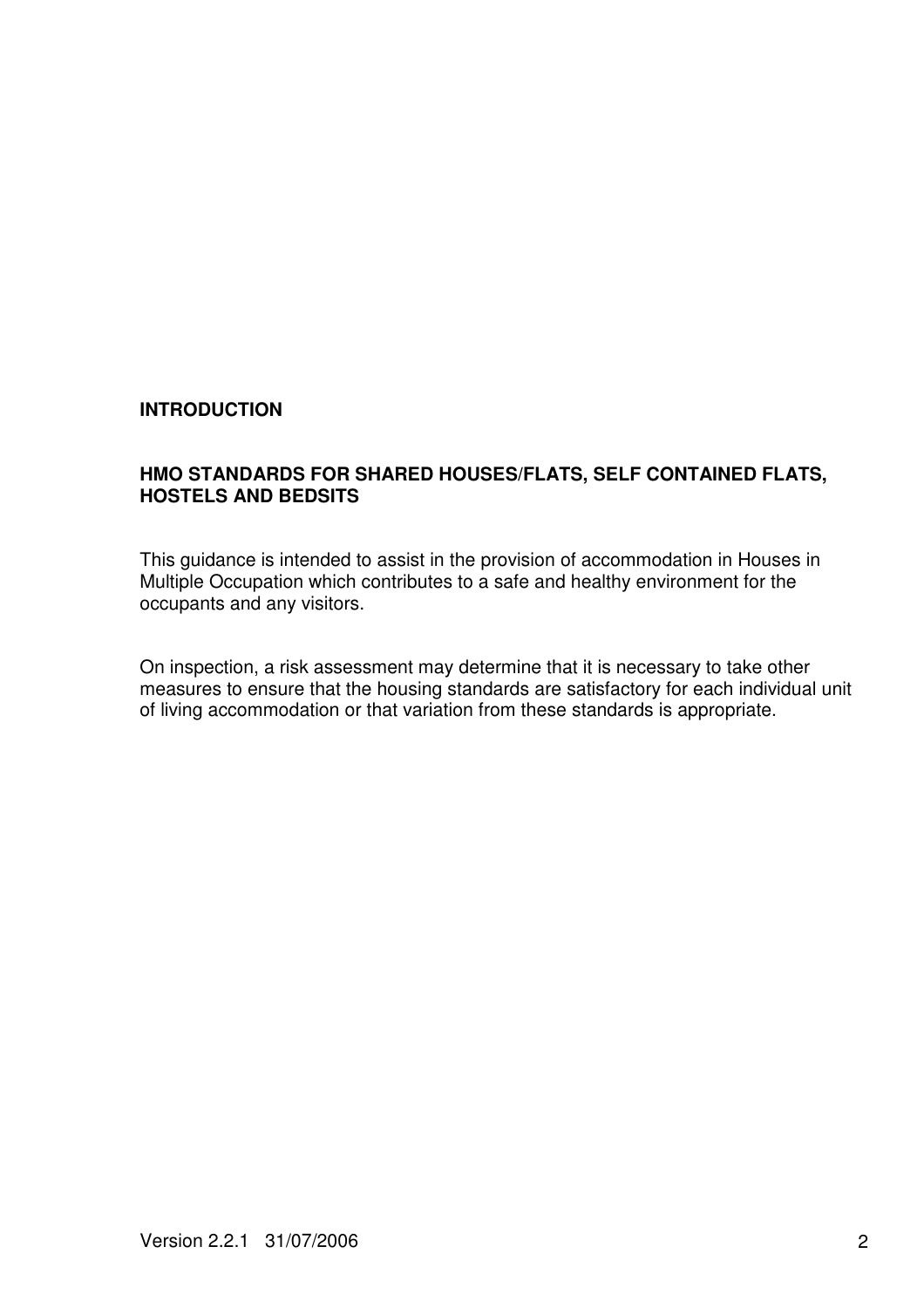## INTRODUCTION

### HMO STANDARDS FOR SHARED HOUSES/FLATS, SELF CONTAINED FLATS, HOSTELS AND BEDSITS

This guidance is intended to assist in the provision of accommodation in Houses in Multiple Occupation which contributes to a safe and healthy environment for the occupants and any visitors.

On inspection, a risk assessment may determine that it is necessary to take other measures to ensure that the housing standards are satisfactory for each individual unit of living accommodation or that variation from these standards is appropriate.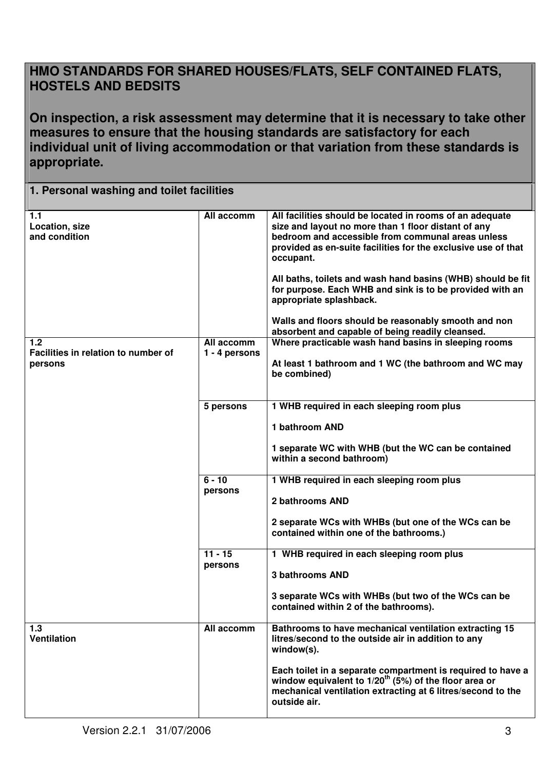# HMO STANDARDS FOR SHARED HOUSES/FLATS, SELF CONTAINED FLATS, HOSTELS AND BEDSITS

**On inspection, a risk assessment may determine that it is necessary to take other measures to ensure that the housing standards are satisfactory for each individual unit of living accommodation or that variation from these standards is appropriate.**

## 1. Personal washing and toilet facilities

| | | |
|---|---|---|
| **1.1 Location, size and condition** | **All accomm** | **All facilities should be located in rooms of an adequate size and layout no more than 1 floor distant of any bedroom and accessible from communal areas unless provided as en-suite facilities for the exclusive use of that occupant.**<br><br>**All baths, toilets and wash hand basins (WHB) should be fit for purpose. Each WHB and sink is to be provided with an appropriate splashback.**<br><br>**Walls and floors should be reasonably smooth and non absorbent and capable of being readily cleansed.** |
| **1.2 Facilities in relation to number of persons** | **All accomm 1 - 4 persons** | **Where practicable wash hand basins in sleeping rooms**<br><br>**At least 1 bathroom and 1 WC (the bathroom and WC may be combined)** |
| | **5 persons** | **1 WHB required in each sleeping room plus**<br><br>**1 bathroom AND**<br><br>**1 separate WC with WHB (but the WC can be contained within a second bathroom)** |
| | **6 - 10 persons** | **1 WHB required in each sleeping room plus**<br><br>**2 bathrooms AND**<br><br>**2 separate WCs with WHBs (but one of the WCs can be contained within one of the bathrooms.)** |
| | **11 - 15 persons** | **1 WHB required in each sleeping room plus**<br><br>**3 bathrooms AND**<br><br>**3 separate WCs with WHBs (but two of the WCs can be contained within 2 of the bathrooms).** |
| **1.3 Ventilation** | **All accomm** | **Bathrooms to have mechanical ventilation extracting 15 litres/second to the outside air in addition to any window(s).**<br><br>**Each toilet in a separate compartment is required to have a window equivalent to 1/20$^{th}$ (5%) of the floor area or mechanical ventilation extracting at 6 litres/second to the outside air.** |

Version 2.2.1 31/07/2006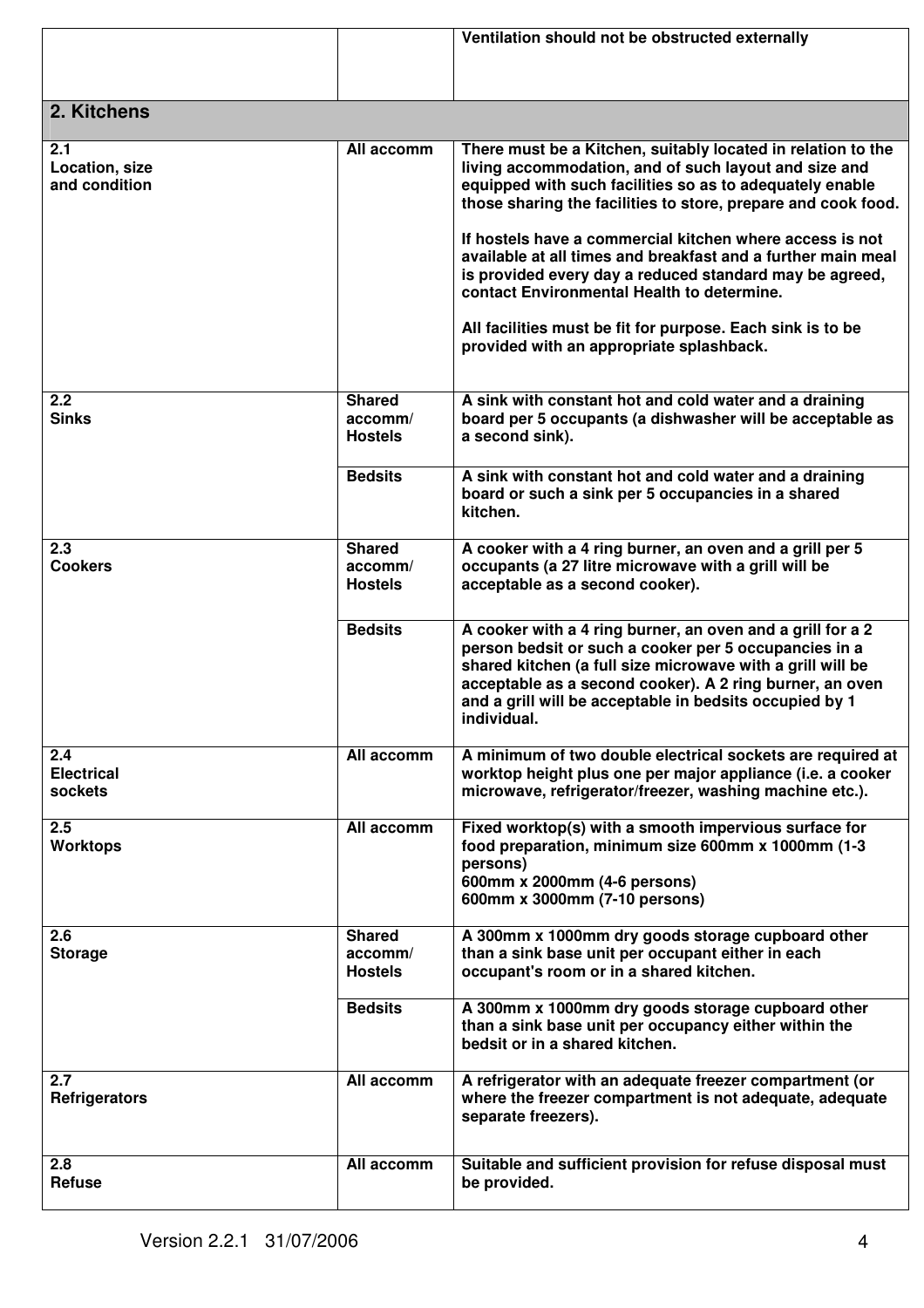| | | |
|---|---|---|
| | | **Ventilation should not be obstructed externally** |

## 2. Kitchens

| | | |
|---|---|---|
| **2.1 Location, size and condition** | **All accomm** | **There must be a Kitchen, suitably located in relation to the living accommodation, and of such layout and size and equipped with such facilities so as to adequately enable those sharing the facilities to store, prepare and cook food.**<br><br>**If hostels have a commercial kitchen where access is not available at all times and breakfast and a further main meal is provided every day a reduced standard may be agreed, contact Environmental Health to determine.**<br><br>**All facilities must be fit for purpose. Each sink is to be provided with an appropriate splashback.** |
| **2.2 Sinks** | **Shared accomm/ Hostels** | **A sink with constant hot and cold water and a draining board per 5 occupants (a dishwasher will be acceptable as a second sink).** |
| | **Bedsits** | **A sink with constant hot and cold water and a draining board or such a sink per 5 occupancies in a shared kitchen.** |
| **2.3 Cookers** | **Shared accomm/ Hostels** | **A cooker with a 4 ring burner, an oven and a grill per 5 occupants (a 27 litre microwave with a grill will be acceptable as a second cooker).** |
| | **Bedsits** | **A cooker with a 4 ring burner, an oven and a grill for a 2 person bedsit or such a cooker per 5 occupancies in a shared kitchen (a full size microwave with a grill will be acceptable as a second cooker). A 2 ring burner, an oven and a grill will be acceptable in bedsits occupied by 1 individual.** |
| **2.4 Electrical sockets** | **All accomm** | **A minimum of two double electrical sockets are required at worktop height plus one per major appliance (i.e. a cooker microwave, refrigerator/freezer, washing machine etc.).** |
| **2.5 Worktops** | **All accomm** | **Fixed worktop(s) with a smooth impervious surface for food preparation, minimum size 600mm x 1000mm (1-3 persons)**<br>**600mm x 2000mm (4-6 persons)**<br>**600mm x 3000mm (7-10 persons)** |
| **2.6 Storage** | **Shared accomm/ Hostels** | **A 300mm x 1000mm dry goods storage cupboard other than a sink base unit per occupant either in each occupant's room or in a shared kitchen.** |
| | **Bedsits** | **A 300mm x 1000mm dry goods storage cupboard other than a sink base unit per occupancy either within the bedsit or in a shared kitchen.** |
| **2.7 Refrigerators** | **All accomm** | **A refrigerator with an adequate freezer compartment (or where the freezer compartment is not adequate, adequate separate freezers).** |
| **2.8 Refuse** | **All accomm** | **Suitable and sufficient provision for refuse disposal must be provided.** |

Version 2.2.1 31/07/2006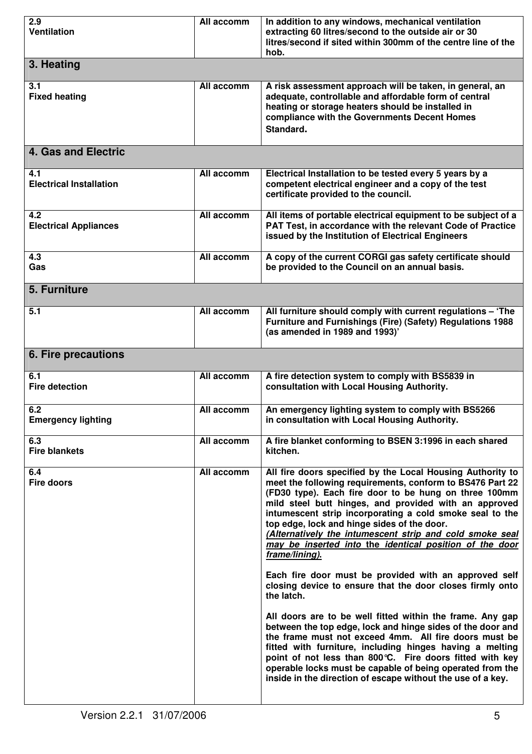| | | |
|---|---|---|
| **2.9 Ventilation** | **All accomm** | **In addition to any windows, mechanical ventilation extracting 60 litres/second to the outside air or 30 litres/second if sited within 300mm of the centre line of the hob.** |
| **3. Heating** | | |
| **3.1 Fixed heating** | **All accomm** | **A risk assessment approach will be taken, in general, an adequate, controllable and affordable form of central heating or storage heaters should be installed in compliance with the Governments Decent Homes Standard.** |
| **4. Gas and Electric** | | |
| **4.1 Electrical Installation** | **All accomm** | **Electrical Installation to be tested every 5 years by a competent electrical engineer and a copy of the test certificate provided to the council.** |
| **4.2 Electrical Appliances** | **All accomm** | **All items of portable electrical equipment to be subject of a PAT Test, in accordance with the relevant Code of Practice issued by the Institution of Electrical Engineers** |
| **4.3 Gas** | **All accomm** | **A copy of the current CORGI gas safety certificate should be provided to the Council on an annual basis.** |
| **5. Furniture** | | |
| **5.1** | **All accomm** | **All furniture should comply with current regulations – 'The Furniture and Furnishings (Fire) (Safety) Regulations 1988 (as amended in 1989 and 1993)'** |
| **6. Fire precautions** | | |
| **6.1 Fire detection** | **All accomm** | **A fire detection system to comply with BS5839 in consultation with Local Housing Authority.** |
| **6.2 Emergency lighting** | **All accomm** | **An emergency lighting system to comply with BS5266 in consultation with Local Housing Authority.** |
| **6.3 Fire blankets** | **All accomm** | **A fire blanket conforming to BSEN 3:1996 in each shared kitchen.** |
| **6.4 Fire doors** | **All accomm** | **All fire doors specified by the Local Housing Authority to meet the following requirements, conform to BS476 Part 22 (FD30 type). Each fire door to be hung on three 100mm mild steel butt hinges, and provided with an approved intumescent strip incorporating a cold smoke seal to the top edge, lock and hinge sides of the door.** ***(Alternatively the intumescent strip and cold smoke seal may be inserted into the identical position of the door frame/lining).*** <br><br> **Each fire door must be provided with an approved self closing device to ensure that the door closes firmly onto the latch.** <br><br> **All doors are to be well fitted within the frame. Any gap between the top edge, lock and hinge sides of the door and the frame must not exceed 4mm. All fire doors must be fitted with furniture, including hinges having a melting point of not less than 800°C. Fire doors fitted with key operable locks must be capable of being operated from the inside in the direction of escape without the use of a key.** |

Version 2.2.1 31/07/2006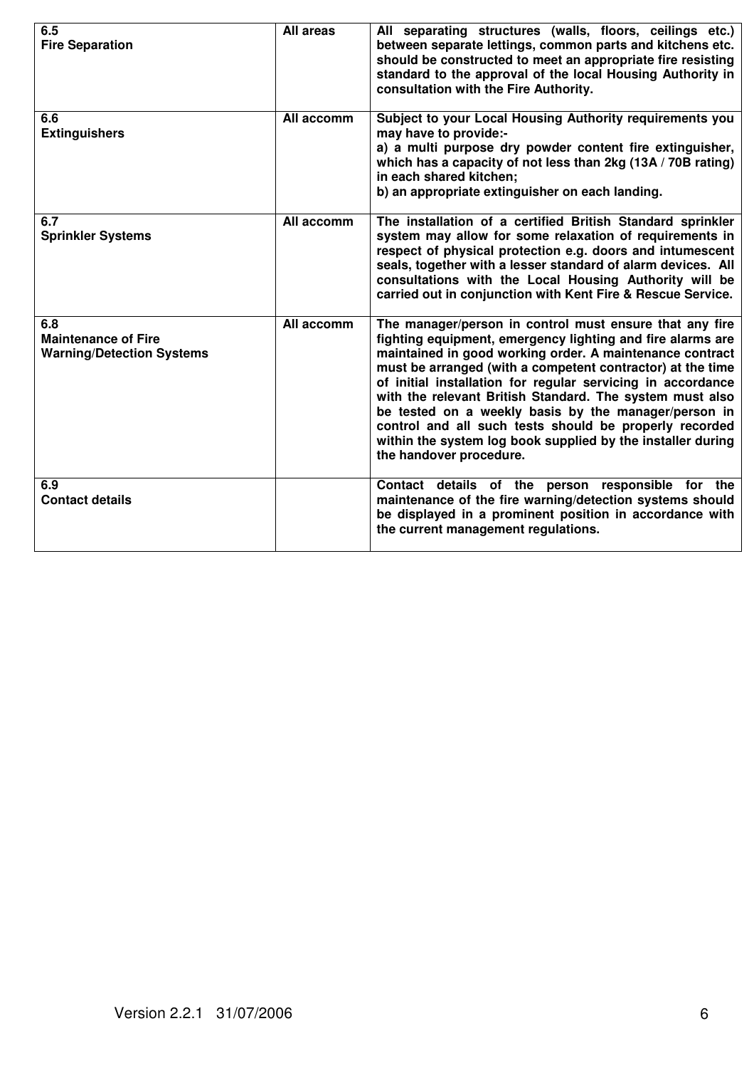| | | |
|---|---|---|
| **6.5**<br>**Fire Separation** | **All areas** | **All separating structures (walls, floors, ceilings etc.) between separate lettings, common parts and kitchens etc. should be constructed to meet an appropriate fire resisting standard to the approval of the local Housing Authority in consultation with the Fire Authority.** |
| **6.6**<br>**Extinguishers** | **All accomm** | **Subject to your Local Housing Authority requirements you may have to provide:-**<br>**a) a multi purpose dry powder content fire extinguisher, which has a capacity of not less than 2kg (13A / 70B rating) in each shared kitchen;**<br>**b) an appropriate extinguisher on each landing.** |
| **6.7**<br>**Sprinkler Systems** | **All accomm** | **The installation of a certified British Standard sprinkler system may allow for some relaxation of requirements in respect of physical protection e.g. doors and intumescent seals, together with a lesser standard of alarm devices. All consultations with the Local Housing Authority will be carried out in conjunction with Kent Fire & Rescue Service.** |
| **6.8**<br>**Maintenance of Fire Warning/Detection Systems** | **All accomm** | **The manager/person in control must ensure that any fire fighting equipment, emergency lighting and fire alarms are maintained in good working order. A maintenance contract must be arranged (with a competent contractor) at the time of initial installation for regular servicing in accordance with the relevant British Standard. The system must also be tested on a weekly basis by the manager/person in control and all such tests should be properly recorded within the system log book supplied by the installer during the handover procedure.** |
| **6.9**<br>**Contact details** | | **Contact details of the person responsible for the maintenance of the fire warning/detection systems should be displayed in a prominent position in accordance with the current management regulations.** |

Version 2.2.1 31/07/2006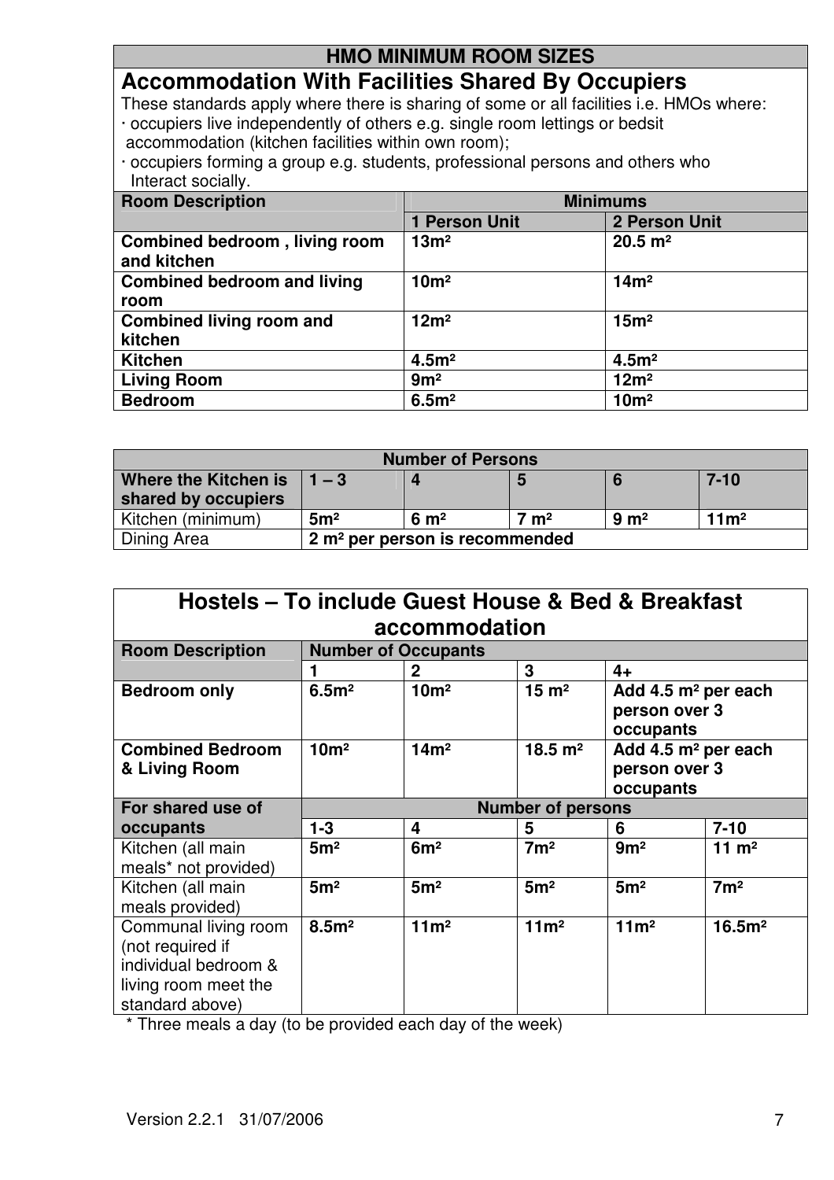## HMO MINIMUM ROOM SIZES

### Accommodation With Facilities Shared By Occupiers

These standards apply where there is sharing of some or all facilities i.e. HMOs where:

- occupiers live independently of others e.g. single room lettings or bedsit accommodation (kitchen facilities within own room);
- occupiers forming a group e.g. students, professional persons and others who Interact socially.

| Room Description | Minimums | |
|---|---|---|
| | 1 Person Unit | 2 Person Unit |
| **Combined bedroom , living room and kitchen** | **13m²** | **20.5 m²** |
| **Combined bedroom and living room** | **10m²** | **14m²** |
| **Combined living room and kitchen** | **12m²** | **15m²** |
| **Kitchen** | **4.5m²** | **4.5m²** |
| **Living Room** | **9m²** | **12m²** |
| **Bedroom** | **6.5m²** | **10m²** |

| | Number of Persons | | | | |
|---|---|---|---|---|---|
| **Where the Kitchen is shared by occupiers** | **1 – 3** | **4** | **5** | **6** | **7-10** |
| Kitchen (minimum) | **5m²** | **6 m²** | **7 m²** | **9 m²** | **11m²** |
| Dining Area | **2 m² per person is recommended** | | | | |

### Hostels – To include Guest House & Bed & Breakfast accommodation

| Room Description | Number of Occupants | | | | |
|---|---|---|---|---|---|
| | 1 | 2 | 3 | 4+ | |
| **Bedroom only** | **6.5m²** | **10m²** | **15 m²** | **Add 4.5 m² per each person over 3 occupants** | |
| **Combined Bedroom & Living Room** | **10m²** | **14m²** | **18.5 m²** | **Add 4.5 m² per each person over 3 occupants** | |
| **For shared use of occupants** | **Number of persons** | | | | |
| | **1-3** | **4** | **5** | **6** | **7-10** |
| Kitchen (all main meals* not provided) | **5m²** | **6m²** | **7m²** | **9m²** | **11 m²** |
| Kitchen (all main meals provided) | **5m²** | **5m²** | **5m²** | **5m²** | **7m²** |
| Communal living room (not required if individual bedroom & living room meet the standard above) | **8.5m²** | **11m²** | **11m²** | **11m²** | **16.5m²** |

* Three meals a day (to be provided each day of the week)

Version 2.2.1 31/07/2006